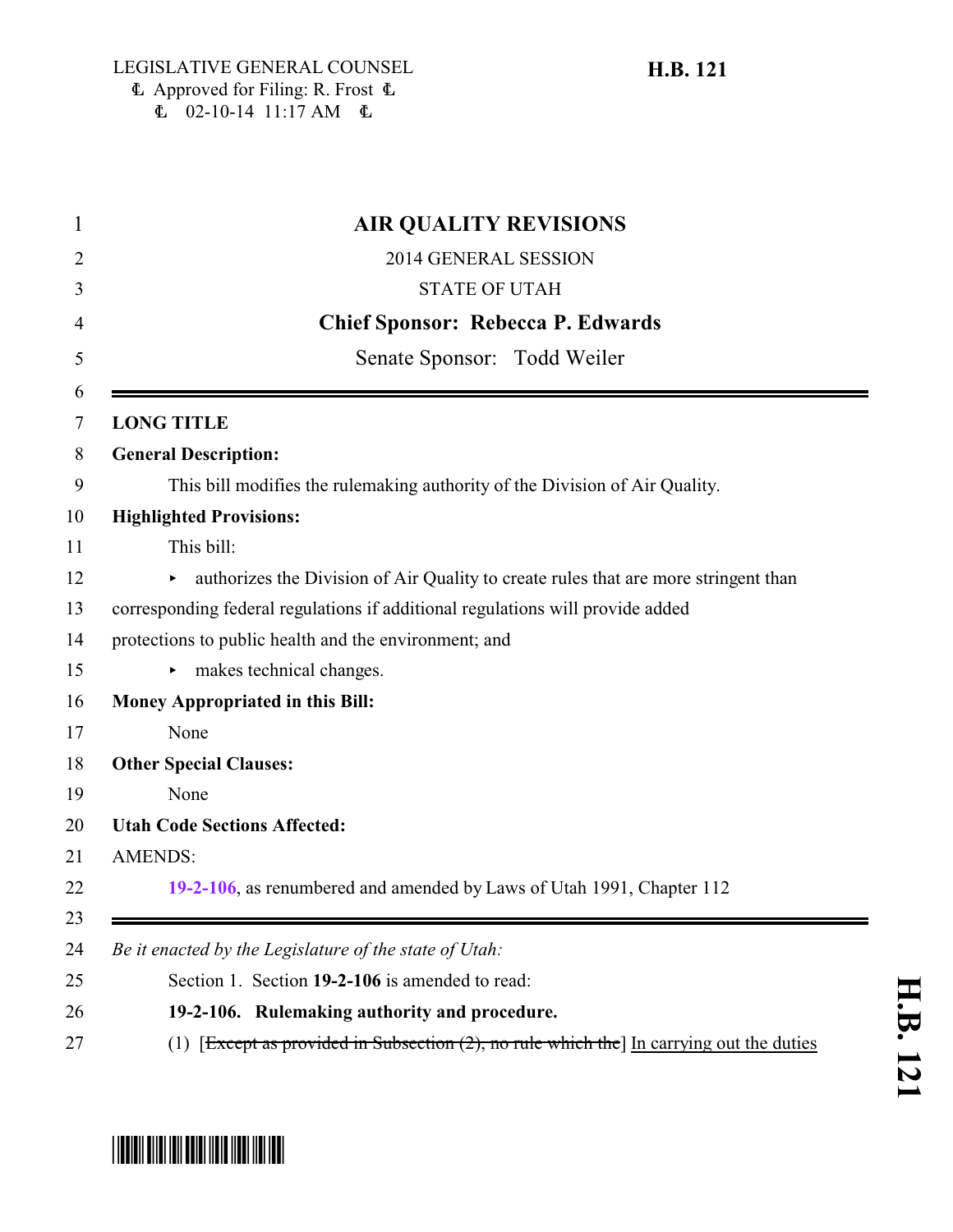LEGISLATIVE GENERAL COUNSEL
Approved for Filing: R. Frost
02-10-14 11:17 AM

**H.B. 121**

# AIR QUALITY REVISIONS

2014 GENERAL SESSION

STATE OF UTAH

**Chief Sponsor: Rebecca P. Edwards**

Senate Sponsor: Todd Weiler

---

**LONG TITLE**

**General Description:**

This bill modifies the rulemaking authority of the Division of Air Quality.

**Highlighted Provisions:**

This bill:

- authorizes the Division of Air Quality to create rules that are more stringent than corresponding federal regulations if additional regulations will provide added protections to public health and the environment; and
- makes technical changes.

**Money Appropriated in this Bill:**

None

**Other Special Clauses:**

None

**Utah Code Sections Affected:**

AMENDS:

**19-2-106**, as renumbered and amended by Laws of Utah 1991, Chapter 112

---

*Be it enacted by the Legislature of the state of Utah:*

Section 1. Section **19-2-106** is amended to read:

**19-2-106. Rulemaking authority and procedure.**

(1) [~~Except as provided in Subsection (2), no rule which the~~] In carrying out the duties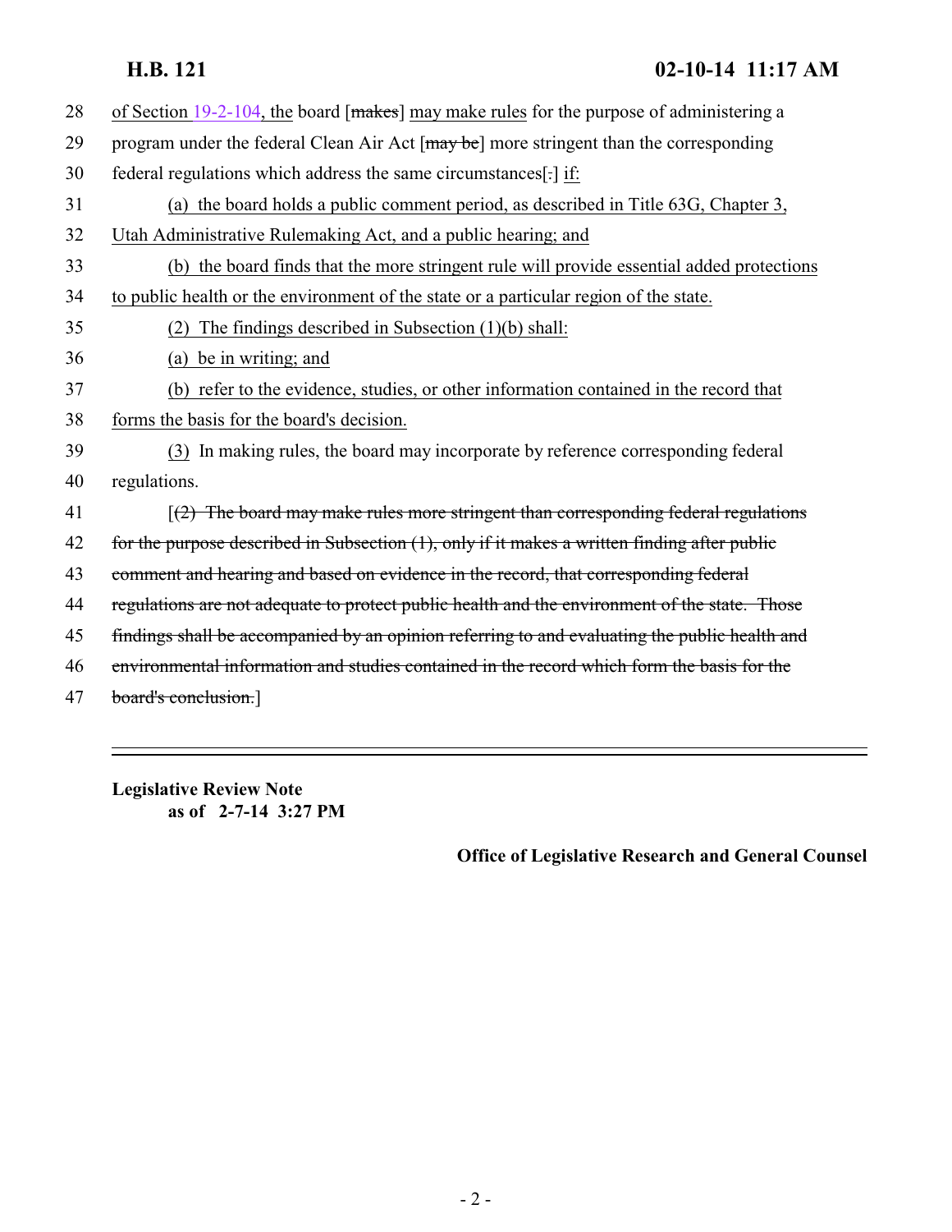28 of Section 19-2-104, the board [~~makes~~] may make rules for the purpose of administering a
29 program under the federal Clean Air Act [~~may be~~] more stringent than the corresponding
30 federal regulations which address the same circumstances[~~.~~] if:

31 (a) the board holds a public comment period, as described in Title 63G, Chapter 3,
32 Utah Administrative Rulemaking Act, and a public hearing; and

33 (b) the board finds that the more stringent rule will provide essential added protections
34 to public health or the environment of the state or a particular region of the state.

35 (2) The findings described in Subsection (1)(b) shall:

36 (a) be in writing; and

37 (b) refer to the evidence, studies, or other information contained in the record that
38 forms the basis for the board's decision.

39 (3) In making rules, the board may incorporate by reference corresponding federal
40 regulations.

41 [~~(2) The board may make rules more stringent than corresponding federal regulations~~
42 ~~for the purpose described in Subsection (1), only if it makes a written finding after public~~
43 ~~comment and hearing and based on evidence in the record, that corresponding federal~~
44 ~~regulations are not adequate to protect public health and the environment of the state. Those~~
45 ~~findings shall be accompanied by an opinion referring to and evaluating the public health and~~
46 ~~environmental information and studies contained in the record which form the basis for the~~
47 ~~board's conclusion.~~]

---

**Legislative Review Note**
**as of 2-7-14 3:27 PM**

**Office of Legislative Research and General Counsel**